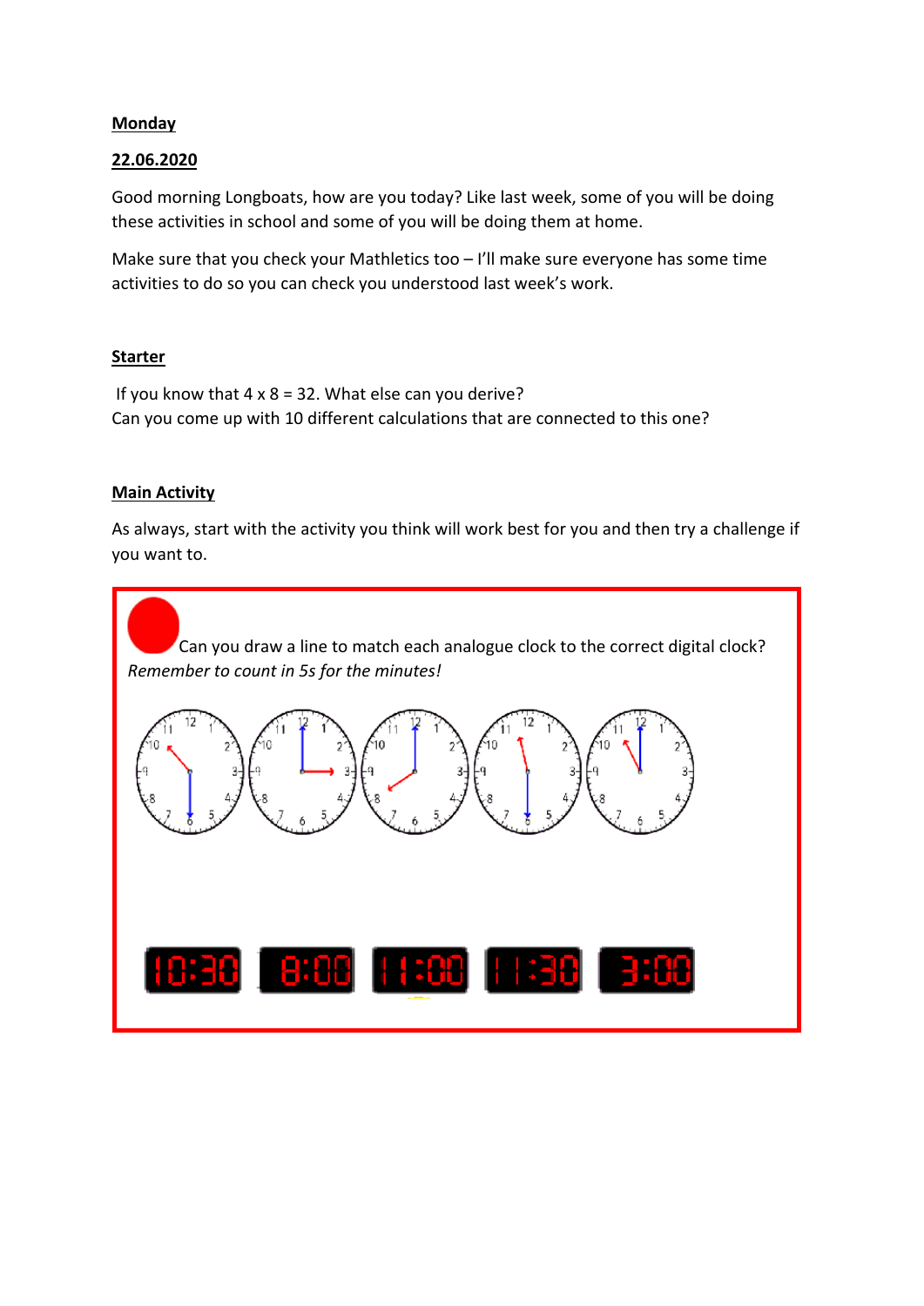**Monday**

**22.06.2020**

Good morning Longboats, how are you today? Like last week, some of you will be doing these activities in school and some of you will be doing them at home.

Make sure that you check your Mathletics too – I'll make sure everyone has some time activities to do so you can check you understood last week's work.

**Starter**

If you know that 4 x 8 = 32. What else can you derive?
Can you come up with 10 different calculations that are connected to this one?

**Main Activity**

As always, start with the activity you think will work best for you and then try a challenge if you want to.

Can you draw a line to match each analogue clock to the correct digital clock?
*Remember to count in 5s for the minutes!*

10:30 8:00 11:00 11:30 3:00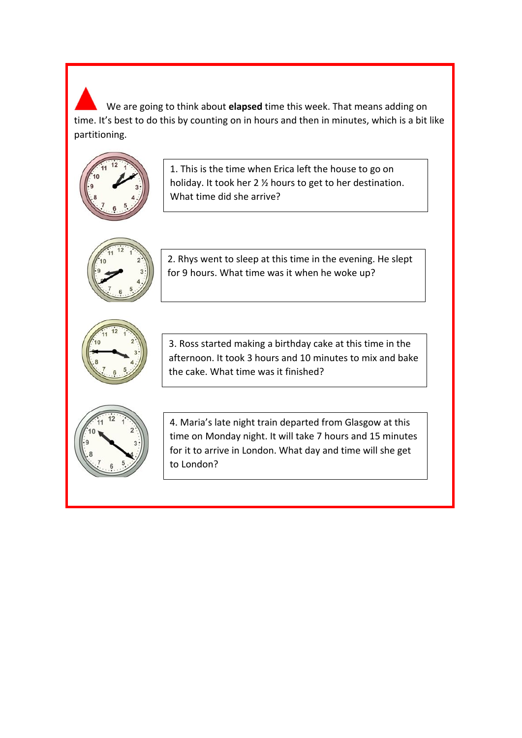We are going to think about **elapsed** time this week. That means adding on time. It's best to do this by counting on in hours and then in minutes, which is a bit like partitioning.

1. This is the time when Erica left the house to go on holiday. It took her 2 ½ hours to get to her destination. What time did she arrive?

2. Rhys went to sleep at this time in the evening. He slept for 9 hours. What time was it when he woke up?

3. Ross started making a birthday cake at this time in the afternoon. It took 3 hours and 10 minutes to mix and bake the cake. What time was it finished?

4. Maria's late night train departed from Glasgow at this time on Monday night. It will take 7 hours and 15 minutes for it to arrive in London. What day and time will she get to London?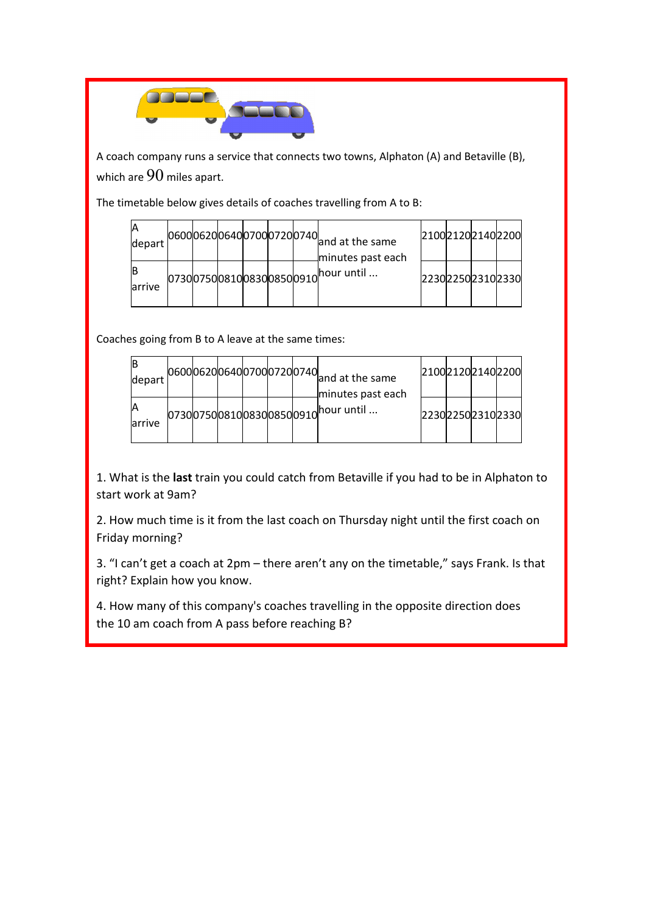A coach company runs a service that connects two towns, Alphaton (A) and Betaville (B), which are $90$ miles apart.

The timetable below gives details of coaches travelling from A to B:

| | | | | | | | | | | | |
|---|---|---|---|---|---|---|---|---|---|---|---|
| A depart | 0600 | 0620 | 0640 | 0700 | 0720 | 0740 | and at the same minutes past each hour until ... | 2100 | 2120 | 2140 | 2200 |
| B arrive | 0730 | 0750 | 0810 | 0830 | 0850 | 0910 | | 2230 | 2250 | 2310 | 2330 |

Coaches going from B to A leave at the same times:

| | | | | | | | | | | | |
|---|---|---|---|---|---|---|---|---|---|---|---|
| B depart | 0600 | 0620 | 0640 | 0700 | 0720 | 0740 | and at the same minutes past each hour until ... | 2100 | 2120 | 2140 | 2200 |
| A arrive | 0730 | 0750 | 0810 | 0830 | 0850 | 0910 | | 2230 | 2250 | 2310 | 2330 |

1. What is the **last** train you could catch from Betaville if you had to be in Alphaton to start work at 9am?

2. How much time is it from the last coach on Thursday night until the first coach on Friday morning?

3. "I can't get a coach at 2pm – there aren't any on the timetable," says Frank. Is that right? Explain how you know.

4. How many of this company's coaches travelling in the opposite direction does the 10 am coach from A pass before reaching B?